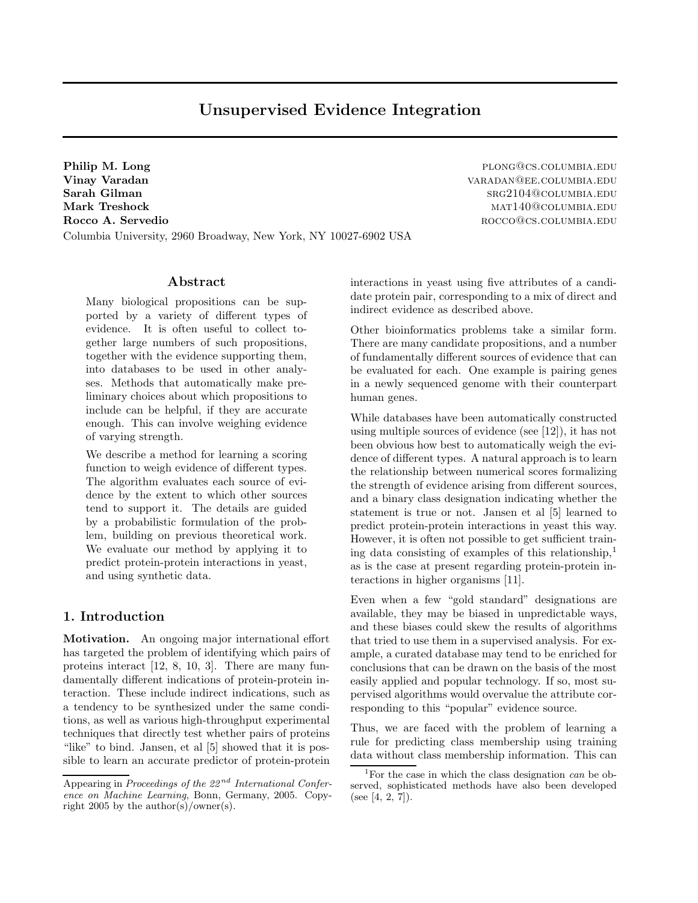# Unsupervised Evidence Integration

**Philip M. Long** plong@cs.columbia.edu
**Vinay Varadan** varadan@ee.columbia.edu
**Sarah Gilman** srg2104@columbia.edu
**Mark Treshock** mat140@columbia.edu
**Rocco A. Servedio** rocco@cs.columbia.edu

Columbia University, 2960 Broadway, New York, NY 10027-6902 USA

## Abstract

Many biological propositions can be supported by a variety of different types of evidence. It is often useful to collect together large numbers of such propositions, together with the evidence supporting them, into databases to be used in other analyses. Methods that automatically make preliminary choices about which propositions to include can be helpful, if they are accurate enough. This can involve weighing evidence of varying strength.

We describe a method for learning a scoring function to weigh evidence of different types. The algorithm evaluates each source of evidence by the extent to which other sources tend to support it. The details are guided by a probabilistic formulation of the problem, building on previous theoretical work. We evaluate our method by applying it to predict protein-protein interactions in yeast, and using synthetic data.

## 1. Introduction

**Motivation.** An ongoing major international effort has targeted the problem of identifying which pairs of proteins interact [12, 8, 10, 3]. There are many fundamentally different indications of protein-protein interaction. These include indirect indications, such as a tendency to be synthesized under the same conditions, as well as various high-throughput experimental techniques that directly test whether pairs of proteins "like" to bind. Jansen, et al [5] showed that it is possible to learn an accurate predictor of protein-protein interactions in yeast using five attributes of a candidate protein pair, corresponding to a mix of direct and indirect evidence as described above.

Other bioinformatics problems take a similar form. There are many candidate propositions, and a number of fundamentally different sources of evidence that can be evaluated for each. One example is pairing genes in a newly sequenced genome with their counterpart human genes.

While databases have been automatically constructed using multiple sources of evidence (see [12]), it has not been obvious how best to automatically weigh the evidence of different types. A natural approach is to learn the relationship between numerical scores formalizing the strength of evidence arising from different sources, and a binary class designation indicating whether the statement is true or not. Jansen et al [5] learned to predict protein-protein interactions in yeast this way. However, it is often not possible to get sufficient training data consisting of examples of this relationship,[1] as is the case at present regarding protein-protein interactions in higher organisms [11].

Even when a few "gold standard" designations are available, they may be biased in unpredictable ways, and these biases could skew the results of algorithms that tried to use them in a supervised analysis. For example, a curated database may tend to be enriched for conclusions that can be drawn on the basis of the most easily applied and popular technology. If so, most supervised algorithms would overvalue the attribute corresponding to this "popular" evidence source.

Thus, we are faced with the problem of learning a rule for predicting class membership using training data without class membership information. This can

[1] For the case in which the class designation *can* be observed, sophisticated methods have also been developed (see [4, 2, 7]).

Appearing in *Proceedings of the 22nd International Conference on Machine Learning*, Bonn, Germany, 2005. Copyright 2005 by the author(s)/owner(s).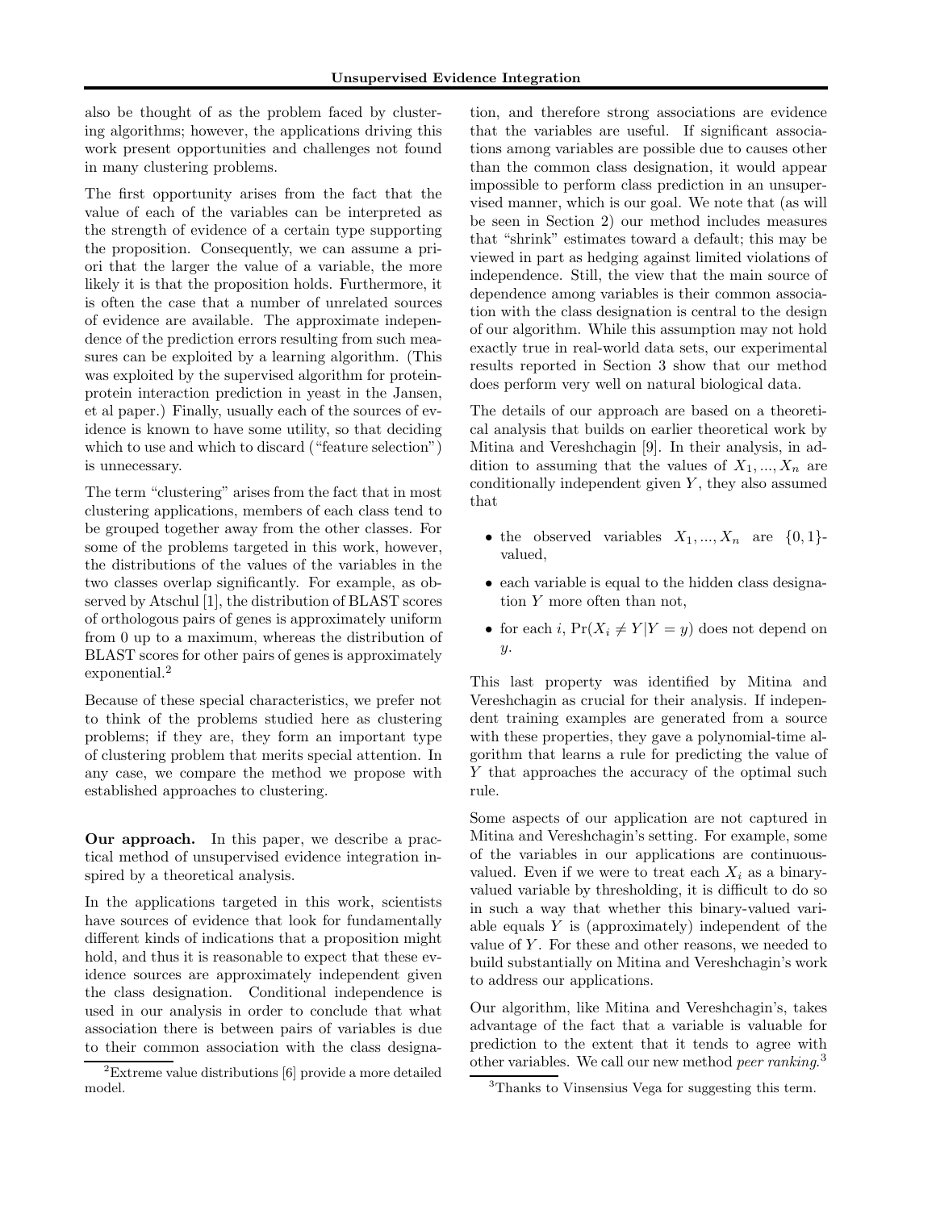also be thought of as the problem faced by clustering algorithms; however, the applications driving this work present opportunities and challenges not found in many clustering problems.

The first opportunity arises from the fact that the value of each of the variables can be interpreted as the strength of evidence of a certain type supporting the proposition. Consequently, we can assume a priori that the larger the value of a variable, the more likely it is that the proposition holds. Furthermore, it is often the case that a number of unrelated sources of evidence are available. The approximate independence of the prediction errors resulting from such measures can be exploited by a learning algorithm. (This was exploited by the supervised algorithm for protein-protein interaction prediction in yeast in the Jansen, et al paper.) Finally, usually each of the sources of evidence is known to have some utility, so that deciding which to use and which to discard ("feature selection") is unnecessary.

The term "clustering" arises from the fact that in most clustering applications, members of each class tend to be grouped together away from the other classes. For some of the problems targeted in this work, however, the distributions of the values of the variables in the two classes overlap significantly. For example, as observed by Atschul [1], the distribution of BLAST scores of orthologous pairs of genes is approximately uniform from 0 up to a maximum, whereas the distribution of BLAST scores for other pairs of genes is approximately exponential.[2]

Because of these special characteristics, we prefer not to think of the problems studied here as clustering problems; if they are, they form an important type of clustering problem that merits special attention. In any case, we compare the method we propose with established approaches to clustering.

**Our approach.** In this paper, we describe a practical method of unsupervised evidence integration inspired by a theoretical analysis.

In the applications targeted in this work, scientists have sources of evidence that look for fundamentally different kinds of indications that a proposition might hold, and thus it is reasonable to expect that these evidence sources are approximately independent given the class designation. Conditional independence is used in our analysis in order to conclude that what association there is between pairs of variables is due to their common association with the class designation, and therefore strong associations are evidence that the variables are useful. If significant associations among variables are possible due to causes other than the common class designation, it would appear impossible to perform class prediction in an unsupervised manner, which is our goal. We note that (as will be seen in Section 2) our method includes measures that "shrink" estimates toward a default; this may be viewed in part as hedging against limited violations of independence. Still, the view that the main source of dependence among variables is their common association with the class designation is central to the design of our algorithm. While this assumption may not hold exactly true in real-world data sets, our experimental results reported in Section 3 show that our method does perform very well on natural biological data.

The details of our approach are based on a theoretical analysis that builds on earlier theoretical work by Mitina and Vereshchagin [9]. In their analysis, in addition to assuming that the values of $X_1, ..., X_n$ are conditionally independent given $Y$, they also assumed that

- the observed variables $X_1, ..., X_n$ are $\{0, 1\}$-valued,
- each variable is equal to the hidden class designation $Y$ more often than not,
- for each $i$, $\Pr(X_i \neq Y | Y = y)$ does not depend on $y$.

This last property was identified by Mitina and Vereshchagin as crucial for their analysis. If independent training examples are generated from a source with these properties, they gave a polynomial-time algorithm that learns a rule for predicting the value of $Y$ that approaches the accuracy of the optimal such rule.

Some aspects of our application are not captured in Mitina and Vereshchagin's setting. For example, some of the variables in our applications are continuous-valued. Even if we were to treat each $X_i$ as a binary-valued variable by thresholding, it is difficult to do so in such a way that whether this binary-valued variable equals $Y$ is (approximately) independent of the value of $Y$. For these and other reasons, we needed to build substantially on Mitina and Vereshchagin's work to address our applications.

Our algorithm, like Mitina and Vereshchagin's, takes advantage of the fact that a variable is valuable for prediction to the extent that it tends to agree with other variables. We call our new method *peer ranking*.[3]

[2] Extreme value distributions [6] provide a more detailed model.

[3] Thanks to Vinsensius Vega for suggesting this term.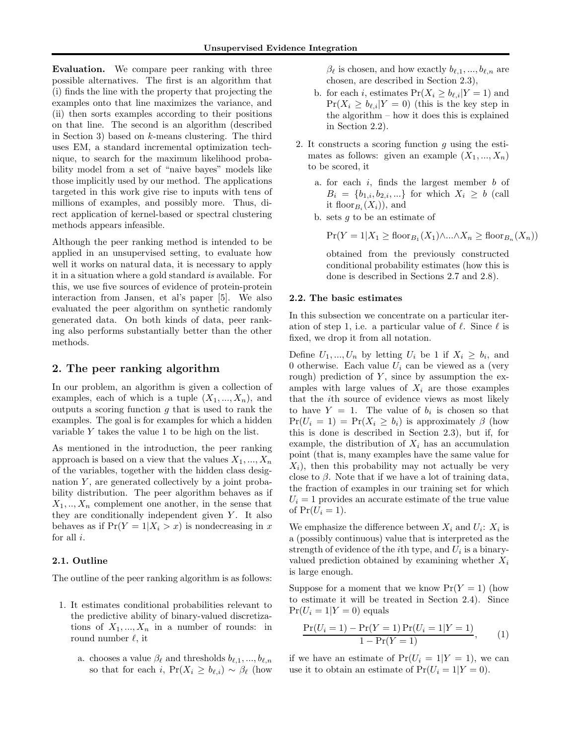**Evaluation.** We compare peer ranking with three possible alternatives. The first is an algorithm that (i) finds the line with the property that projecting the examples onto that line maximizes the variance, and (ii) then sorts examples according to their positions on that line. The second is an algorithm (described in Section 3) based on $k$-means clustering. The third uses EM, a standard incremental optimization technique, to search for the maximum likelihood probability model from a set of "naive bayes" models like those implicitly used by our method. The applications targeted in this work give rise to inputs with tens of millions of examples, and possibly more. Thus, direct application of kernel-based or spectral clustering methods appears infeasible.

Although the peer ranking method is intended to be applied in an unsupervised setting, to evaluate how well it works on natural data, it is necessary to apply it in a situation where a gold standard *is* available. For this, we use five sources of evidence of protein-protein interaction from Jansen, et al's paper [5]. We also evaluated the peer algorithm on synthetic randomly generated data. On both kinds of data, peer ranking also performs substantially better than the other methods.

## 2. The peer ranking algorithm

In our problem, an algorithm is given a collection of examples, each of which is a tuple $(X_1, ..., X_n)$, and outputs a scoring function $g$ that is used to rank the examples. The goal is for examples for which a hidden variable $Y$ takes the value 1 to be high on the list.

As mentioned in the introduction, the peer ranking approach is based on a view that the values $X_1, ..., X_n$ of the variables, together with the hidden class designation $Y$, are generated collectively by a joint probability distribution. The peer algorithm behaves as if $X_1, .., X_n$ complement one another, in the sense that they are conditionally independent given $Y$. It also behaves as if $\Pr(Y = 1|X_i > x)$ is nondecreasing in $x$ for all $i$.

### 2.1. Outline

The outline of the peer ranking algorithm is as follows:

1. It estimates conditional probabilities relevant to the predictive ability of binary-valued discretizations of $X_1, ..., X_n$ in a number of rounds: in round number $\ell$, it
   a. chooses a value $\beta_\ell$ and thresholds $b_{\ell,1}, ..., b_{\ell,n}$ so that for each $i$, $\Pr(X_i \geq b_{\ell,i}) \sim \beta_\ell$ (how $\beta_\ell$ is chosen, and how exactly $b_{\ell,1}, ..., b_{\ell,n}$ are chosen, are described in Section 2.3),
   b. for each $i$, estimates $\Pr(X_i \geq b_{\ell,i}|Y = 1)$ and $\Pr(X_i \geq b_{\ell,i}|Y = 0)$ (this is the key step in the algorithm – how it does this is explained in Section 2.2).
2. It constructs a scoring function $g$ using the estimates as follows: given an example $(X_1, ..., X_n)$ to be scored, it
   a. for each $i$, finds the largest member $b$ of $B_i = \{b_{1,i}, b_{2,i}, ...\}$ for which $X_i \geq b$ (call it $\text{floor}_{B_i}(X_i)$), and
   b. sets $g$ to be an estimate of

   $$\Pr(Y = 1|X_1 \geq \text{floor}_{B_1}(X_1) \wedge ... \wedge X_n \geq \text{floor}_{B_n}(X_n))$$

   obtained from the previously constructed conditional probability estimates (how this is done is described in Sections 2.7 and 2.8).

### 2.2. The basic estimates

In this subsection we concentrate on a particular iteration of step 1, i.e. a particular value of $\ell$. Since $\ell$ is fixed, we drop it from all notation.

Define $U_1, ..., U_n$ by letting $U_i$ be 1 if $X_i \geq b_i$, and 0 otherwise. Each value $U_i$ can be viewed as a (very rough) prediction of $Y$, since by assumption the examples with large values of $X_i$ are those examples that the $i$th source of evidence views as most likely to have $Y = 1$. The value of $b_i$ is chosen so that $\Pr(U_i = 1) = \Pr(X_i \geq b_i)$ is approximately $\beta$ (how this is done is described in Section 2.3), but if, for example, the distribution of $X_i$ has an accumulation point (that is, many examples have the same value for $X_i$), then this probability may not actually be very close to $\beta$. Note that if we have a lot of training data, the fraction of examples in our training set for which $U_i = 1$ provides an accurate estimate of the true value of $\Pr(U_i = 1)$.

We emphasize the difference between $X_i$ and $U_i$: $X_i$ is a (possibly continuous) value that is interpreted as the strength of evidence of the $i$th type, and $U_i$ is a binary-valued prediction obtained by examining whether $X_i$ is large enough.

Suppose for a moment that we know $\Pr(Y = 1)$ (how to estimate it will be treated in Section 2.4). Since $\Pr(U_i = 1|Y = 0)$ equals

$$\frac{\Pr(U_i = 1) - \Pr(Y = 1)\Pr(U_i = 1|Y = 1)}{1 - \Pr(Y = 1)}, \qquad (1)$$

if we have an estimate of $\Pr(U_i = 1|Y = 1)$, we can use it to obtain an estimate of $\Pr(U_i = 1|Y = 0)$.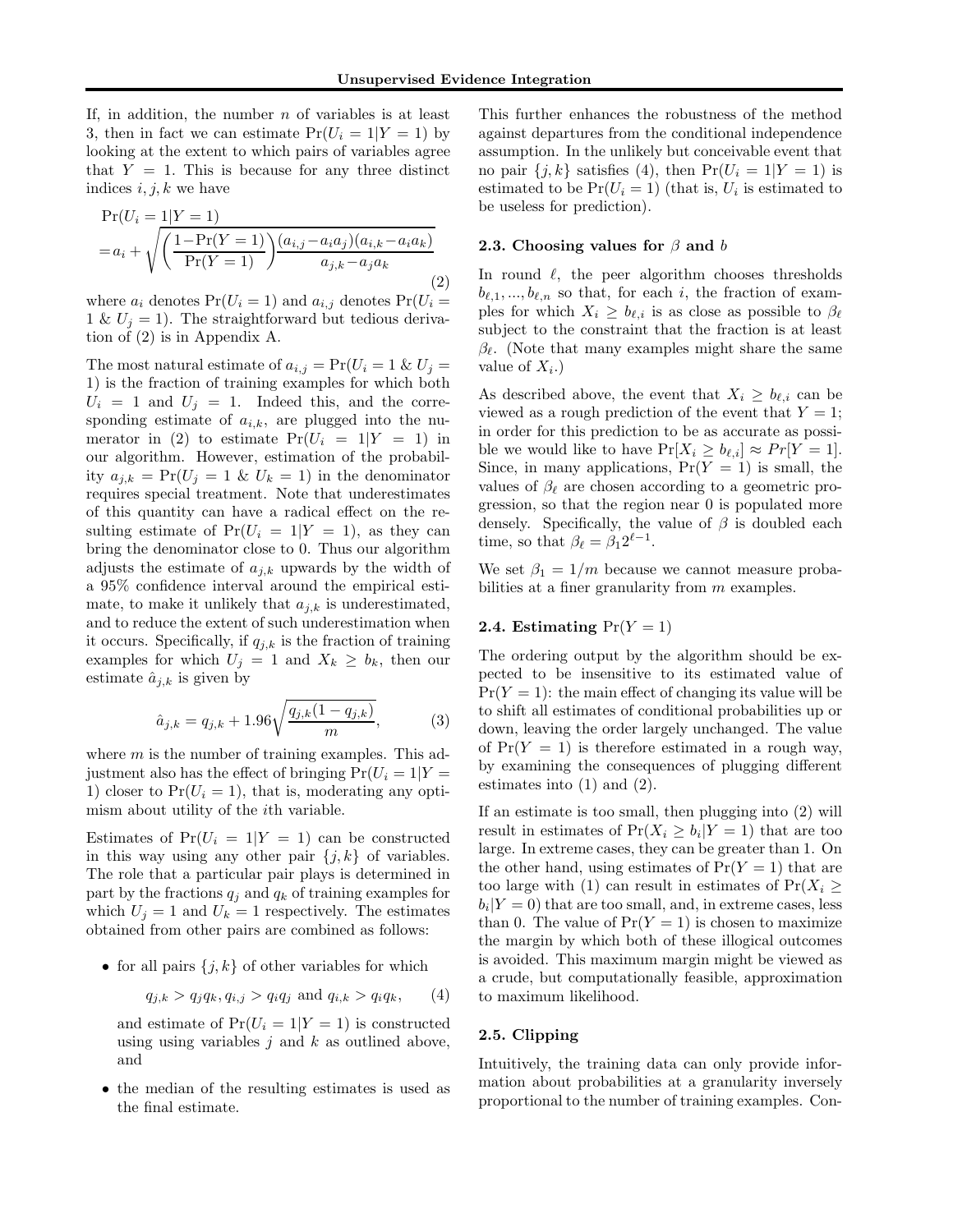If, in addition, the number $n$ of variables is at least 3, then in fact we can estimate $\Pr(U_i = 1|Y = 1)$ by looking at the extent to which pairs of variables agree that $Y = 1$. This is because for any three distinct indices $i, j, k$ we have

$$\Pr(U_i = 1|Y = 1) = a_i + \sqrt{\left(\frac{1-\Pr(Y = 1)}{\Pr(Y = 1)}\right)\frac{(a_{i,j}-a_i a_j)(a_{i,k}-a_i a_k)}{a_{j,k}-a_j a_k}} \tag{2}$$

where $a_i$ denotes $\Pr(U_i = 1)$ and $a_{i,j}$ denotes $\Pr(U_i = 1 \;\&\; U_j = 1)$. The straightforward but tedious derivation of (2) is in Appendix A.

The most natural estimate of $a_{i,j} = \Pr(U_i = 1 \;\&\; U_j = 1)$ is the fraction of training examples for which both $U_i = 1$ and $U_j = 1$. Indeed this, and the corresponding estimate of $a_{i,k}$, are plugged into the numerator in (2) to estimate $\Pr(U_i = 1|Y = 1)$ in our algorithm. However, estimation of the probability $a_{j,k} = \Pr(U_j = 1 \;\&\; U_k = 1)$ in the denominator requires special treatment. Note that underestimates of this quantity can have a radical effect on the resulting estimate of $\Pr(U_i = 1|Y = 1)$, as they can bring the denominator close to 0. Thus our algorithm adjusts the estimate of $a_{j,k}$ upwards by the width of a 95% confidence interval around the empirical estimate, to make it unlikely that $a_{j,k}$ is underestimated, and to reduce the extent of such underestimation when it occurs. Specifically, if $q_{j,k}$ is the fraction of training examples for which $U_j = 1$ and $X_k \geq b_k$, then our estimate $\hat{a}_{j,k}$ is given by

$$\hat{a}_{j,k} = q_{j,k} + 1.96\sqrt{\frac{q_{j,k}(1-q_{j,k})}{m}}, \tag{3}$$

where $m$ is the number of training examples. This adjustment also has the effect of bringing $\Pr(U_i = 1|Y = 1)$ closer to $\Pr(U_i = 1)$, that is, moderating any optimism about utility of the $i$th variable.

Estimates of $\Pr(U_i = 1|Y = 1)$ can be constructed in this way using any other pair $\{j, k\}$ of variables. The role that a particular pair plays is determined in part by the fractions $q_j$ and $q_k$ of training examples for which $U_j = 1$ and $U_k = 1$ respectively. The estimates obtained from other pairs are combined as follows:

- for all pairs $\{j, k\}$ of other variables for which
$$q_{j,k} > q_j q_k, q_{i,j} > q_i q_j \text{ and } q_{i,k} > q_i q_k, \tag{4}$$
and estimate of $\Pr(U_i = 1|Y = 1)$ is constructed using using variables $j$ and $k$ as outlined above, and
- the median of the resulting estimates is used as the final estimate.

This further enhances the robustness of the method against departures from the conditional independence assumption. In the unlikely but conceivable event that no pair $\{j, k\}$ satisfies (4), then $\Pr(U_i = 1|Y = 1)$ is estimated to be $\Pr(U_i = 1)$ (that is, $U_i$ is estimated to be useless for prediction).

### 2.3. Choosing values for $\beta$ and $b$

In round $\ell$, the peer algorithm chooses thresholds $b_{\ell,1}, ..., b_{\ell,n}$ so that, for each $i$, the fraction of examples for which $X_i \geq b_{\ell,i}$ is as close as possible to $\beta_\ell$ subject to the constraint that the fraction is at least $\beta_\ell$. (Note that many examples might share the same value of $X_i$.)

As described above, the event that $X_i \geq b_{\ell,i}$ can be viewed as a rough prediction of the event that $Y = 1$; in order for this prediction to be as accurate as possible we would like to have $\Pr[X_i \geq b_{\ell,i}] \approx Pr[Y = 1]$. Since, in many applications, $\Pr(Y = 1)$ is small, the values of $\beta_\ell$ are chosen according to a geometric progression, so that the region near 0 is populated more densely. Specifically, the value of $\beta$ is doubled each time, so that $\beta_\ell = \beta_1 2^{\ell-1}$.

We set $\beta_1 = 1/m$ because we cannot measure probabilities at a finer granularity from $m$ examples.

### 2.4. Estimating $\Pr(Y = 1)$

The ordering output by the algorithm should be expected to be insensitive to its estimated value of $\Pr(Y = 1)$: the main effect of changing its value will be to shift all estimates of conditional probabilities up or down, leaving the order largely unchanged. The value of $\Pr(Y = 1)$ is therefore estimated in a rough way, by examining the consequences of plugging different estimates into (1) and (2).

If an estimate is too small, then plugging into (2) will result in estimates of $\Pr(X_i \geq b_i|Y = 1)$ that are too large. In extreme cases, they can be greater than 1. On the other hand, using estimates of $\Pr(Y = 1)$ that are too large with (1) can result in estimates of $\Pr(X_i \geq b_i|Y = 0)$ that are too small, and, in extreme cases, less than 0. The value of $\Pr(Y = 1)$ is chosen to maximize the margin by which both of these illogical outcomes is avoided. This maximum margin might be viewed as a crude, but computationally feasible, approximation to maximum likelihood.

### 2.5. Clipping

Intuitively, the training data can only provide information about probabilities at a granularity inversely proportional to the number of training examples. Con-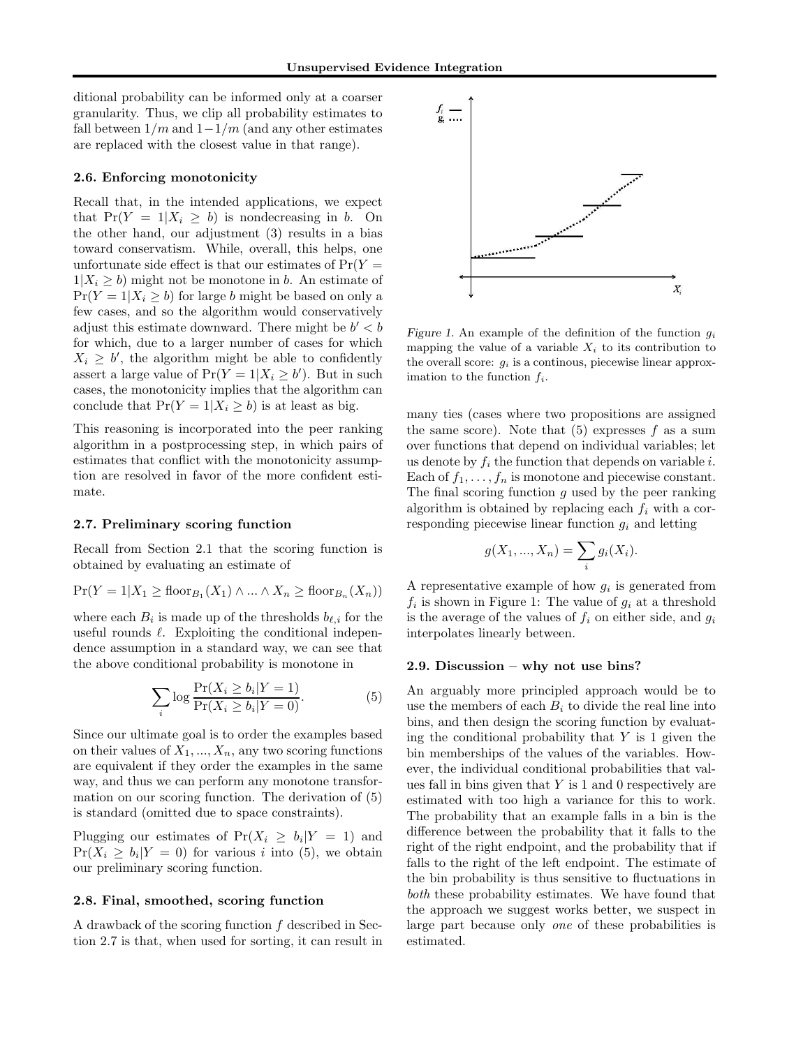ditional probability can be informed only at a coarser granularity. Thus, we clip all probability estimates to fall between $1/m$ and $1-1/m$ (and any other estimates are replaced with the closest value in that range).

### 2.6. Enforcing monotonicity

Recall that, in the intended applications, we expect that $\Pr(Y = 1|X_i \geq b)$ is nondecreasing in $b$. On the other hand, our adjustment (3) results in a bias toward conservatism. While, overall, this helps, one unfortunate side effect is that our estimates of $\Pr(Y = 1|X_i \geq b)$ might not be monotone in $b$. An estimate of $\Pr(Y = 1|X_i \geq b)$ for large $b$ might be based on only a few cases, and so the algorithm would conservatively adjust this estimate downward. There might be $b' < b$ for which, due to a larger number of cases for which $X_i \geq b'$, the algorithm might be able to confidently assert a large value of $\Pr(Y = 1|X_i \geq b')$. But in such cases, the monotonicity implies that the algorithm can conclude that $\Pr(Y = 1|X_i \geq b)$ is at least as big.

This reasoning is incorporated into the peer ranking algorithm in a postprocessing step, in which pairs of estimates that conflict with the monotonicity assumption are resolved in favor of the more confident estimate.

### 2.7. Preliminary scoring function

Recall from Section 2.1 that the scoring function is obtained by evaluating an estimate of

$$\Pr(Y = 1|X_1 \geq \text{floor}_{B_1}(X_1) \wedge ... \wedge X_n \geq \text{floor}_{B_n}(X_n))$$

where each $B_i$ is made up of the thresholds $b_{\ell,i}$ for the useful rounds $\ell$. Exploiting the conditional independence assumption in a standard way, we can see that the above conditional probability is monotone in

$$\sum_i \log \frac{\Pr(X_i \geq b_i|Y = 1)}{\Pr(X_i \geq b_i|Y = 0)}. \quad (5)$$

Since our ultimate goal is to order the examples based on their values of $X_1, ..., X_n$, any two scoring functions are equivalent if they order the examples in the same way, and thus we can perform any monotone transformation on our scoring function. The derivation of (5) is standard (omitted due to space constraints).

Plugging our estimates of $\Pr(X_i \geq b_i|Y = 1)$ and $\Pr(X_i \geq b_i|Y = 0)$ for various $i$ into (5), we obtain our preliminary scoring function.

### 2.8. Final, smoothed, scoring function

A drawback of the scoring function $f$ described in Section 2.7 is that, when used for sorting, it can result in many ties (cases where two propositions are assigned the same score). Note that (5) expresses $f$ as a sum over functions that depend on individual variables; let us denote by $f_i$ the function that depends on variable $i$. Each of $f_1, \ldots, f_n$ is monotone and piecewise constant. The final scoring function $g$ used by the peer ranking algorithm is obtained by replacing each $f_i$ with a corresponding piecewise linear function $g_i$ and letting

$$g(X_1, ..., X_n) = \sum_i g_i(X_i).$$

A representative example of how $g_i$ is generated from $f_i$ is shown in Figure 1: The value of $g_i$ at a threshold is the average of the values of $f_i$ on either side, and $g_i$ interpolates linearly between.

*Figure 1.* An example of the definition of the function $g_i$ mapping the value of a variable $X_i$ to its contribution to the overall score: $g_i$ is a continous, piecewise linear approximation to the function $f_i$.

### 2.9. Discussion – why not use bins?

An arguably more principled approach would be to use the members of each $B_i$ to divide the real line into bins, and then design the scoring function by evaluating the conditional probability that $Y$ is 1 given the bin memberships of the values of the variables. However, the individual conditional probabilities that values fall in bins given that $Y$ is 1 and 0 respectively are estimated with too high a variance for this to work. The probability that an example falls in a bin is the difference between the probability that it falls to the right of the right endpoint, and the probability that if falls to the right of the left endpoint. The estimate of the bin probability is thus sensitive to fluctuations in *both* these probability estimates. We have found that the approach we suggest works better, we suspect in large part because only *one* of these probabilities is estimated.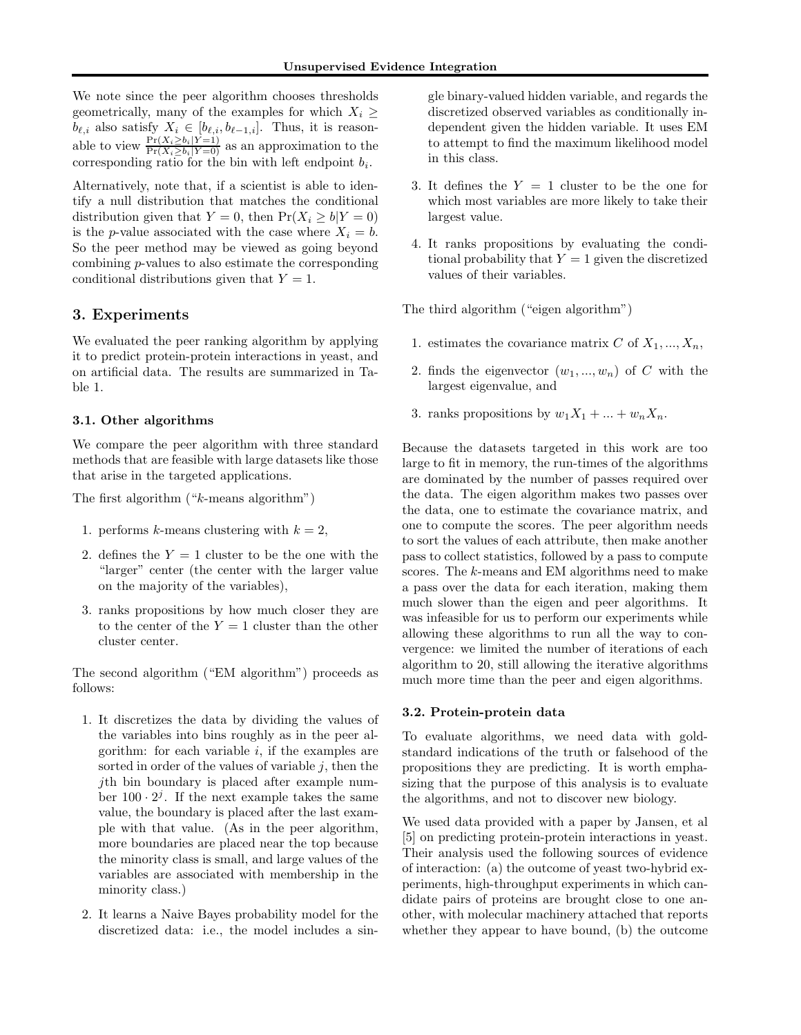We note since the peer algorithm chooses thresholds geometrically, many of the examples for which $X_i \geq b_{\ell,i}$ also satisfy $X_i \in [b_{\ell,i}, b_{\ell-1,i}]$. Thus, it is reasonable to view $\frac{\Pr(X_i \geq b_i | Y=1)}{\Pr(X_i \geq b_i | Y=0)}$ as an approximation to the corresponding ratio for the bin with left endpoint $b_i$.

Alternatively, note that, if a scientist is able to identify a null distribution that matches the conditional distribution given that $Y = 0$, then $\Pr(X_i \geq b | Y = 0)$ is the $p$-value associated with the case where $X_i = b$. So the peer method may be viewed as going beyond combining $p$-values to also estimate the corresponding conditional distributions given that $Y = 1$.

## 3. Experiments

We evaluated the peer ranking algorithm by applying it to predict protein-protein interactions in yeast, and on artificial data. The results are summarized in Table 1.

### 3.1. Other algorithms

We compare the peer algorithm with three standard methods that are feasible with large datasets like those that arise in the targeted applications.

The first algorithm ("$k$-means algorithm")

1. performs $k$-means clustering with $k = 2$,
2. defines the $Y = 1$ cluster to be the one with the "larger" center (the center with the larger value on the majority of the variables),
3. ranks propositions by how much closer they are to the center of the $Y = 1$ cluster than the other cluster center.

The second algorithm ("EM algorithm") proceeds as follows:

1. It discretizes the data by dividing the values of the variables into bins roughly as in the peer algorithm: for each variable $i$, if the examples are sorted in order of the values of variable $j$, then the $j$th bin boundary is placed after example number $100 \cdot 2^j$. If the next example takes the same value, the boundary is placed after the last example with that value. (As in the peer algorithm, more boundaries are placed near the top because the minority class is small, and large values of the variables are associated with membership in the minority class.)
2. It learns a Naive Bayes probability model for the discretized data: i.e., the model includes a single binary-valued hidden variable, and regards the discretized observed variables as conditionally independent given the hidden variable. It uses EM to attempt to find the maximum likelihood model in this class.
3. It defines the $Y = 1$ cluster to be the one for which most variables are more likely to take their largest value.
4. It ranks propositions by evaluating the conditional probability that $Y = 1$ given the discretized values of their variables.

The third algorithm ("eigen algorithm")

1. estimates the covariance matrix $C$ of $X_1, ..., X_n$,
2. finds the eigenvector $(w_1, ..., w_n)$ of $C$ with the largest eigenvalue, and
3. ranks propositions by $w_1 X_1 + ... + w_n X_n$.

Because the datasets targeted in this work are too large to fit in memory, the run-times of the algorithms are dominated by the number of passes required over the data. The eigen algorithm makes two passes over the data, one to estimate the covariance matrix, and one to compute the scores. The peer algorithm needs to sort the values of each attribute, then make another pass to collect statistics, followed by a pass to compute scores. The $k$-means and EM algorithms need to make a pass over the data for each iteration, making them much slower than the eigen and peer algorithms. It was infeasible for us to perform our experiments while allowing these algorithms to run all the way to convergence: we limited the number of iterations of each algorithm to 20, still allowing the iterative algorithms much more time than the peer and eigen algorithms.

### 3.2. Protein-protein data

To evaluate algorithms, we need data with gold-standard indications of the truth or falsehood of the propositions they are predicting. It is worth emphasizing that the purpose of this analysis is to evaluate the algorithms, and not to discover new biology.

We used data provided with a paper by Jansen, et al [5] on predicting protein-protein interactions in yeast. Their analysis used the following sources of evidence of interaction: (a) the outcome of yeast two-hybrid experiments, high-throughput experiments in which candidate pairs of proteins are brought close to one another, with molecular machinery attached that reports whether they appear to have bound, (b) the outcome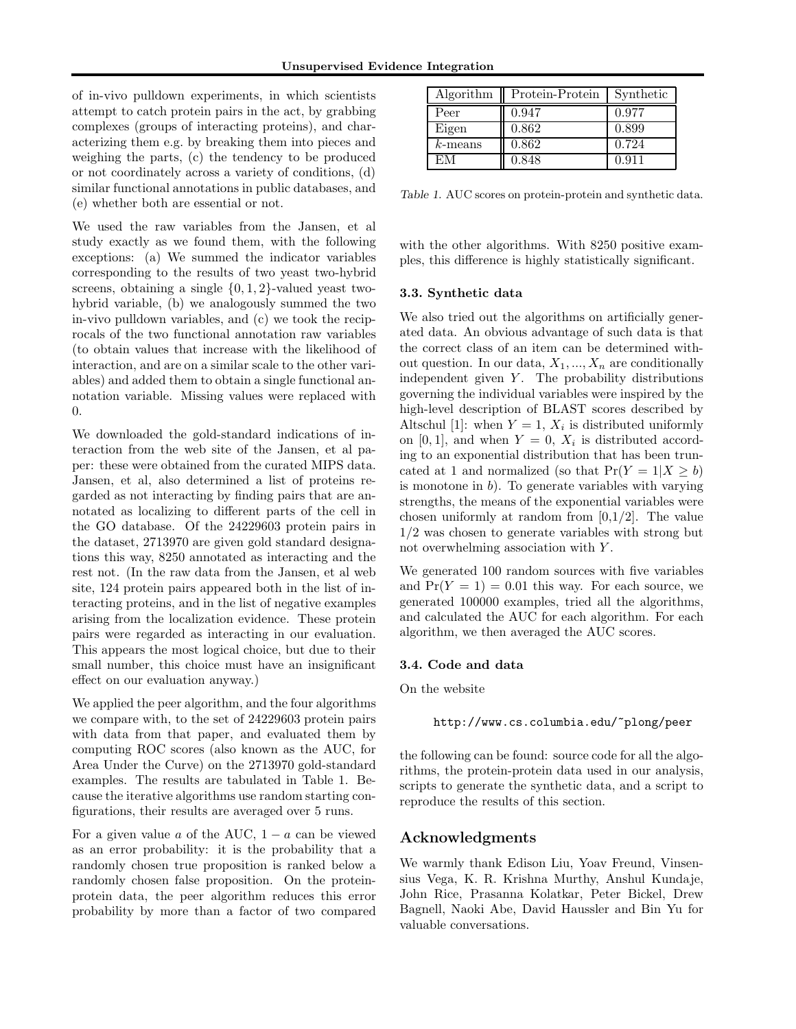of in-vivo pulldown experiments, in which scientists attempt to catch protein pairs in the act, by grabbing complexes (groups of interacting proteins), and characterizing them e.g. by breaking them into pieces and weighing the parts, (c) the tendency to be produced or not coordinately across a variety of conditions, (d) similar functional annotations in public databases, and (e) whether both are essential or not.

We used the raw variables from the Jansen, et al study exactly as we found them, with the following exceptions: (a) We summed the indicator variables corresponding to the results of two yeast two-hybrid screens, obtaining a single $\{0, 1, 2\}$-valued yeast two-hybrid variable, (b) we analogously summed the two in-vivo pulldown variables, and (c) we took the reciprocals of the two functional annotation raw variables (to obtain values that increase with the likelihood of interaction, and are on a similar scale to the other variables) and added them to obtain a single functional annotation variable. Missing values were replaced with 0.

We downloaded the gold-standard indications of interaction from the web site of the Jansen, et al paper: these were obtained from the curated MIPS data. Jansen, et al, also determined a list of proteins regarded as not interacting by finding pairs that are annotated as localizing to different parts of the cell in the GO database. Of the 24229603 protein pairs in the dataset, 2713970 are given gold standard designations this way, 8250 annotated as interacting and the rest not. (In the raw data from the Jansen, et al web site, 124 protein pairs appeared both in the list of interacting proteins, and in the list of negative examples arising from the localization evidence. These protein pairs were regarded as interacting in our evaluation. This appears the most logical choice, but due to their small number, this choice must have an insignificant effect on our evaluation anyway.)

We applied the peer algorithm, and the four algorithms we compare with, to the set of 24229603 protein pairs with data from that paper, and evaluated them by computing ROC scores (also known as the AUC, for Area Under the Curve) on the 2713970 gold-standard examples. The results are tabulated in Table 1. Because the iterative algorithms use random starting configurations, their results are averaged over 5 runs.

For a given value $a$ of the AUC, $1 - a$ can be viewed as an error probability: it is the probability that a randomly chosen true proposition is ranked below a randomly chosen false proposition. On the protein-protein data, the peer algorithm reduces this error probability by more than a factor of two compared with the other algorithms. With 8250 positive examples, this difference is highly statistically significant.

| Algorithm | Protein-Protein | Synthetic |
|---|---|---|
| Peer | 0.947 | 0.977 |
| Eigen | 0.862 | 0.899 |
| $k$-means | 0.862 | 0.724 |
| EM | 0.848 | 0.911 |

*Table 1.* AUC scores on protein-protein and synthetic data.

### 3.3. Synthetic data

We also tried out the algorithms on artificially generated data. An obvious advantage of such data is that the correct class of an item can be determined without question. In our data, $X_1, ..., X_n$ are conditionally independent given $Y$. The probability distributions governing the individual variables were inspired by the high-level description of BLAST scores described by Altschul [1]: when $Y = 1$, $X_i$ is distributed uniformly on $[0, 1]$, and when $Y = 0$, $X_i$ is distributed according to an exponential distribution that has been truncated at 1 and normalized (so that $\Pr(Y = 1|X \geq b)$ is monotone in $b$). To generate variables with varying strengths, the means of the exponential variables were chosen uniformly at random from $[0,1/2]$. The value $1/2$ was chosen to generate variables with strong but not overwhelming association with $Y$.

We generated 100 random sources with five variables and $\Pr(Y = 1) = 0.01$ this way. For each source, we generated 100000 examples, tried all the algorithms, and calculated the AUC for each algorithm. For each algorithm, we then averaged the AUC scores.

### 3.4. Code and data

On the website

```
http://www.cs.columbia.edu/~plong/peer
```

the following can be found: source code for all the algorithms, the protein-protein data used in our analysis, scripts to generate the synthetic data, and a script to reproduce the results of this section.

## Acknowledgments

We warmly thank Edison Liu, Yoav Freund, Vinsensius Vega, K. R. Krishna Murthy, Anshul Kundaje, John Rice, Prasanna Kolatkar, Peter Bickel, Drew Bagnell, Naoki Abe, David Haussler and Bin Yu for valuable conversations.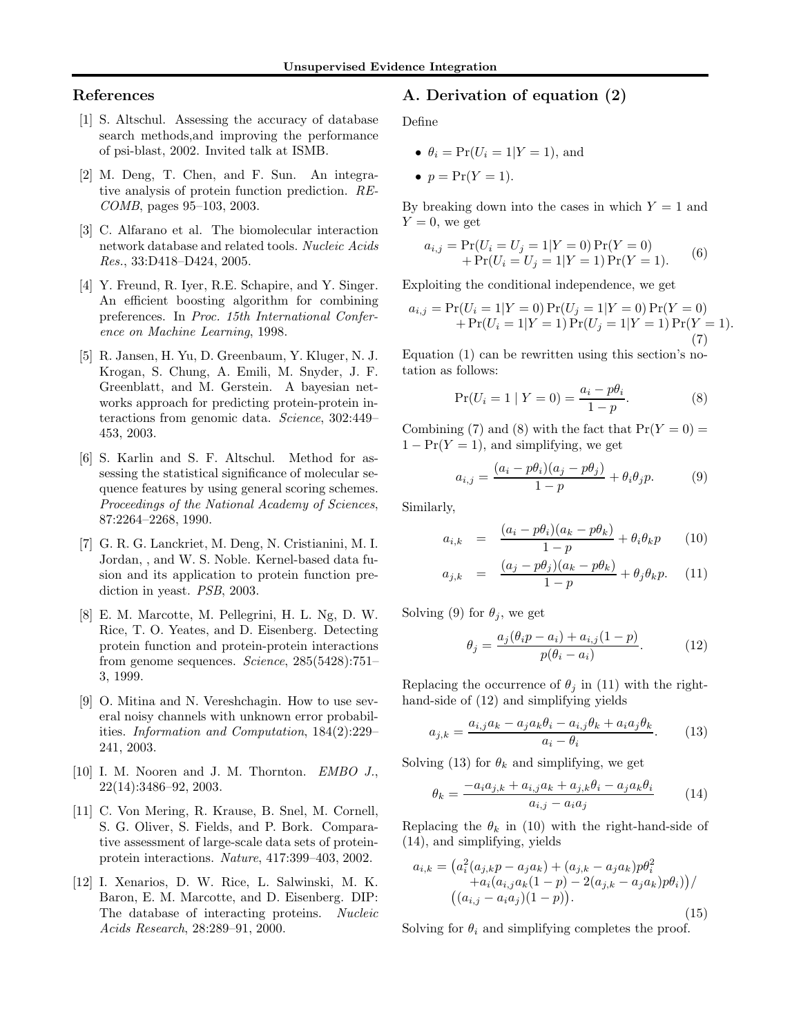## References

[1] S. Altschul. Assessing the accuracy of database search methods,and improving the performance of psi-blast, 2002. Invited talk at ISMB.

[2] M. Deng, T. Chen, and F. Sun. An integrative analysis of protein function prediction. *RECOMB*, pages 95–103, 2003.

[3] C. Alfarano et al. The biomolecular interaction network database and related tools. *Nucleic Acids Res.*, 33:D418–D424, 2005.

[4] Y. Freund, R. Iyer, R.E. Schapire, and Y. Singer. An efficient boosting algorithm for combining preferences. In *Proc. 15th International Conference on Machine Learning*, 1998.

[5] R. Jansen, H. Yu, D. Greenbaum, Y. Kluger, N. J. Krogan, S. Chung, A. Emili, M. Snyder, J. F. Greenblatt, and M. Gerstein. A bayesian networks approach for predicting protein-protein interactions from genomic data. *Science*, 302:449–453, 2003.

[6] S. Karlin and S. F. Altschul. Method for assessing the statistical significance of molecular sequence features by using general scoring schemes. *Proceedings of the National Academy of Sciences*, 87:2264–2268, 1990.

[7] G. R. G. Lanckriet, M. Deng, N. Cristianini, M. I. Jordan, , and W. S. Noble. Kernel-based data fusion and its application to protein function prediction in yeast. *PSB*, 2003.

[8] E. M. Marcotte, M. Pellegrini, H. L. Ng, D. W. Rice, T. O. Yeates, and D. Eisenberg. Detecting protein function and protein-protein interactions from genome sequences. *Science*, 285(5428):751–3, 1999.

[9] O. Mitina and N. Vereshchagin. How to use several noisy channels with unknown error probabilities. *Information and Computation*, 184(2):229–241, 2003.

[10] I. M. Nooren and J. M. Thornton. *EMBO J.*, 22(14):3486–92, 2003.

[11] C. Von Mering, R. Krause, B. Snel, M. Cornell, S. G. Oliver, S. Fields, and P. Bork. Comparative assessment of large-scale data sets of protein-protein interactions. *Nature*, 417:399–403, 2002.

[12] I. Xenarios, D. W. Rice, L. Salwinski, M. K. Baron, E. M. Marcotte, and D. Eisenberg. DIP: The database of interacting proteins. *Nucleic Acids Research*, 28:289–91, 2000.

## A. Derivation of equation (2)

Define

- $\theta_i = \Pr(U_i = 1 | Y = 1)$, and
- $p = \Pr(Y = 1)$.

By breaking down into the cases in which $Y = 1$ and $Y = 0$, we get

$$a_{i,j} = \Pr(U_i = U_j = 1 | Y = 0) \Pr(Y = 0) + \Pr(U_i = U_j = 1 | Y = 1) \Pr(Y = 1). \quad (6)$$

Exploiting the conditional independence, we get

$$a_{i,j} = \Pr(U_i = 1 | Y = 0) \Pr(U_j = 1 | Y = 0) \Pr(Y = 0) + \Pr(U_i = 1 | Y = 1) \Pr(U_j = 1 | Y = 1) \Pr(Y = 1). \quad (7)$$

Equation (1) can be rewritten using this section's notation as follows:

$$\Pr(U_i = 1 \mid Y = 0) = \frac{a_i - p\theta_i}{1 - p}. \quad (8)$$

Combining (7) and (8) with the fact that $\Pr(Y = 0) = 1 - \Pr(Y = 1)$, and simplifying, we get

$$a_{i,j} = \frac{(a_i - p\theta_i)(a_j - p\theta_j)}{1 - p} + \theta_i \theta_j p. \quad (9)$$

Similarly,

$$a_{i,k} = \frac{(a_i - p\theta_i)(a_k - p\theta_k)}{1 - p} + \theta_i \theta_k p \quad (10)$$

$$a_{j,k} = \frac{(a_j - p\theta_j)(a_k - p\theta_k)}{1 - p} + \theta_j \theta_k p. \quad (11)$$

Solving (9) for $\theta_j$, we get

$$\theta_j = \frac{a_j(\theta_i p - a_i) + a_{i,j}(1 - p)}{p(\theta_i - a_i)}. \quad (12)$$

Replacing the occurrence of $\theta_j$ in (11) with the right-hand-side of (12) and simplifying yields

$$a_{j,k} = \frac{a_{i,j} a_k - a_j a_k \theta_i - a_{i,j} \theta_k + a_i a_j \theta_k}{a_i - \theta_i}. \quad (13)$$

Solving (13) for $\theta_k$ and simplifying, we get

$$\theta_k = \frac{-a_i a_{j,k} + a_{i,j} a_k + a_{j,k} \theta_i - a_j a_k \theta_i}{a_{i,j} - a_i a_j} \quad (14)$$

Replacing the $\theta_k$ in (10) with the right-hand-side of (14), and simplifying, yields

$$a_{i,k} = \big(a_i^2(a_{j,k} p - a_j a_k) + (a_{j,k} - a_j a_k) p \theta_i^2 + a_i(a_{i,j} a_k (1 - p) - 2(a_{j,k} - a_j a_k) p \theta_i)\big) / \big((a_{i,j} - a_i a_j)(1 - p)\big). \quad (15)$$

Solving for $\theta_i$ and simplifying completes the proof.